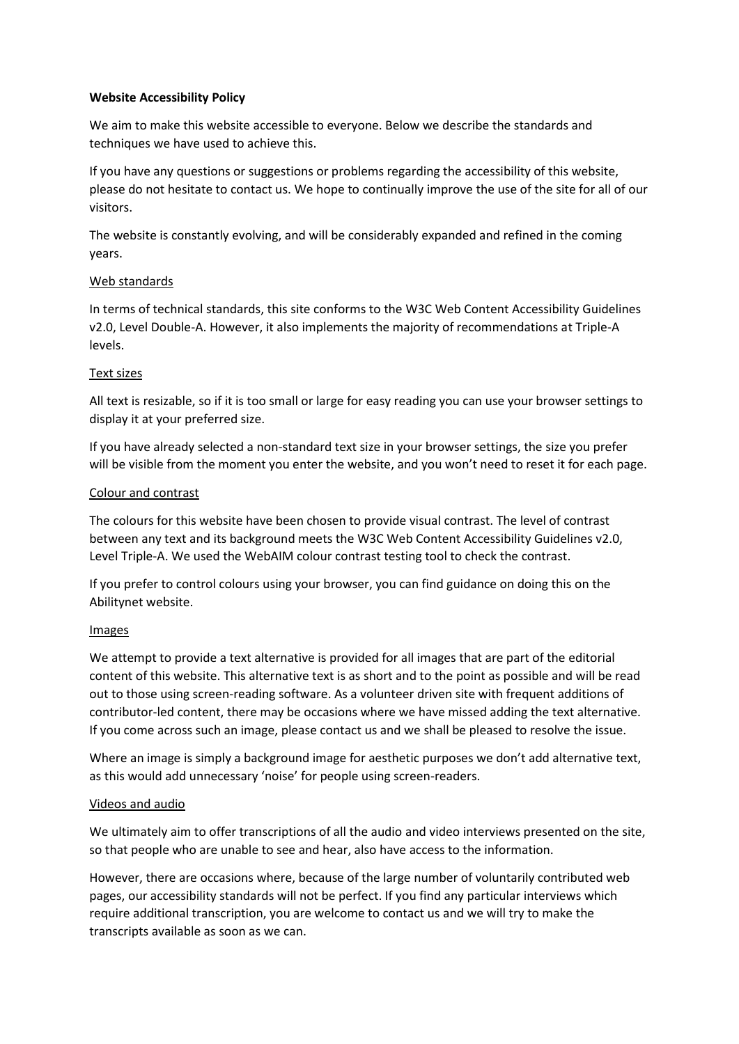**Website Accessibility Policy**

We aim to make this website accessible to everyone. Below we describe the standards and techniques we have used to achieve this.

If you have any questions or suggestions or problems regarding the accessibility of this website, please do not hesitate to contact us. We hope to continually improve the use of the site for all of our visitors.

The website is constantly evolving, and will be considerably expanded and refined in the coming years.

<u>Web standards</u>

In terms of technical standards, this site conforms to the W3C Web Content Accessibility Guidelines v2.0, Level Double-A. However, it also implements the majority of recommendations at Triple-A levels.

<u>Text sizes</u>

All text is resizable, so if it is too small or large for easy reading you can use your browser settings to display it at your preferred size.

If you have already selected a non-standard text size in your browser settings, the size you prefer will be visible from the moment you enter the website, and you won't need to reset it for each page.

<u>Colour and contrast</u>

The colours for this website have been chosen to provide visual contrast. The level of contrast between any text and its background meets the W3C Web Content Accessibility Guidelines v2.0, Level Triple-A. We used the WebAIM colour contrast testing tool to check the contrast.

If you prefer to control colours using your browser, you can find guidance on doing this on the Abilitynet website.

<u>Images</u>

We attempt to provide a text alternative is provided for all images that are part of the editorial content of this website. This alternative text is as short and to the point as possible and will be read out to those using screen-reading software. As a volunteer driven site with frequent additions of contributor-led content, there may be occasions where we have missed adding the text alternative. If you come across such an image, please contact us and we shall be pleased to resolve the issue.

Where an image is simply a background image for aesthetic purposes we don't add alternative text, as this would add unnecessary 'noise' for people using screen-readers.

<u>Videos and audio</u>

We ultimately aim to offer transcriptions of all the audio and video interviews presented on the site, so that people who are unable to see and hear, also have access to the information.

However, there are occasions where, because of the large number of voluntarily contributed web pages, our accessibility standards will not be perfect. If you find any particular interviews which require additional transcription, you are welcome to contact us and we will try to make the transcripts available as soon as we can.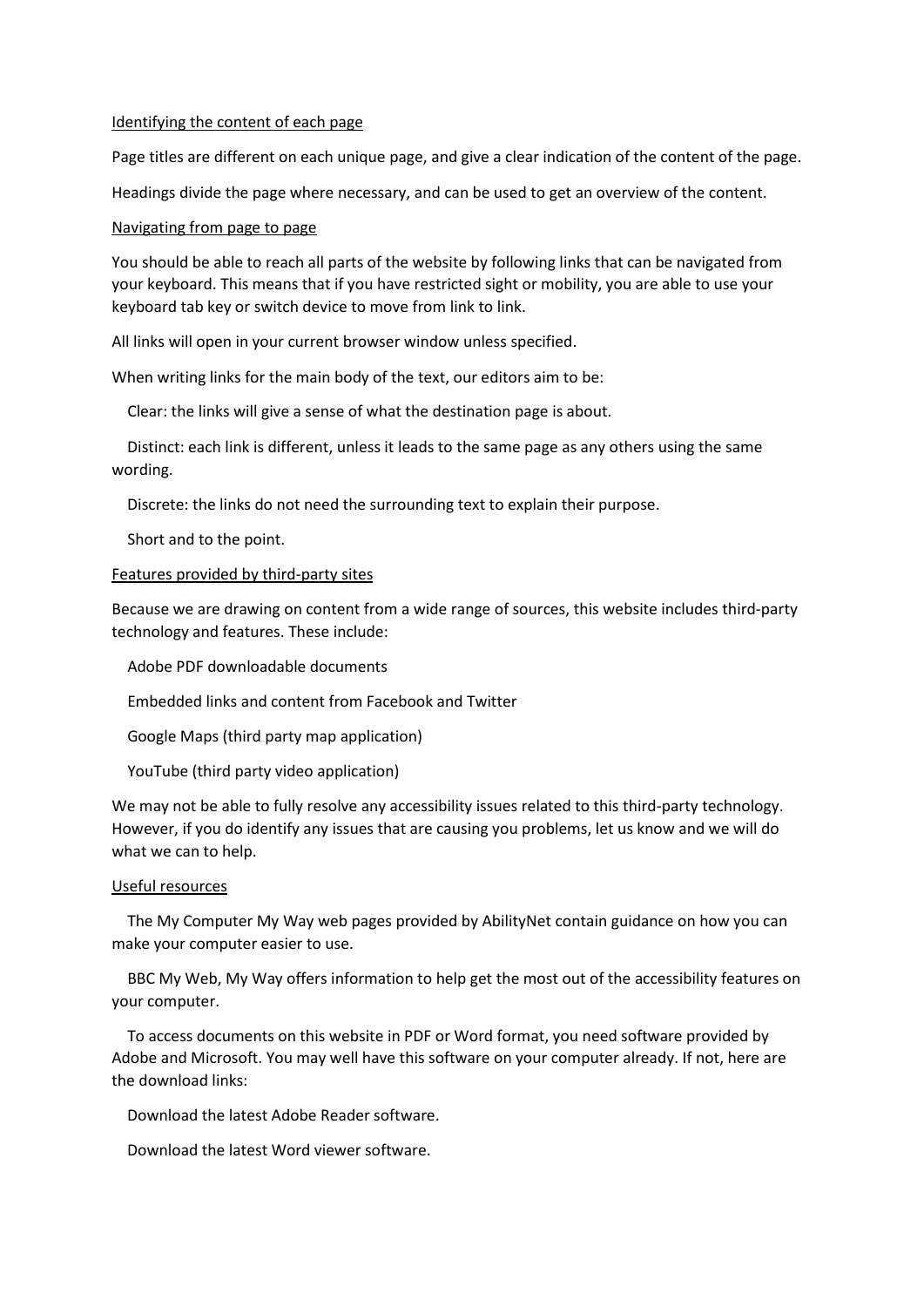## Identifying the content of each page

Page titles are different on each unique page, and give a clear indication of the content of the page.

Headings divide the page where necessary, and can be used to get an overview of the content.

## Navigating from page to page

You should be able to reach all parts of the website by following links that can be navigated from your keyboard. This means that if you have restricted sight or mobility, you are able to use your keyboard tab key or switch device to move from link to link.

All links will open in your current browser window unless specified.

When writing links for the main body of the text, our editors aim to be:

- Clear: the links will give a sense of what the destination page is about.
- Distinct: each link is different, unless it leads to the same page as any others using the same wording.
- Discrete: the links do not need the surrounding text to explain their purpose.
- Short and to the point.

## Features provided by third-party sites

Because we are drawing on content from a wide range of sources, this website includes third-party technology and features. These include:

- Adobe PDF downloadable documents
- Embedded links and content from Facebook and Twitter
- Google Maps (third party map application)
- YouTube (third party video application)

We may not be able to fully resolve any accessibility issues related to this third-party technology. However, if you do identify any issues that are causing you problems, let us know and we will do what we can to help.

## Useful resources

- The My Computer My Way web pages provided by AbilityNet contain guidance on how you can make your computer easier to use.
- BBC My Web, My Way offers information to help get the most out of the accessibility features on your computer.
- To access documents on this website in PDF or Word format, you need software provided by Adobe and Microsoft. You may well have this software on your computer already. If not, here are the download links:
- Download the latest Adobe Reader software.
- Download the latest Word viewer software.